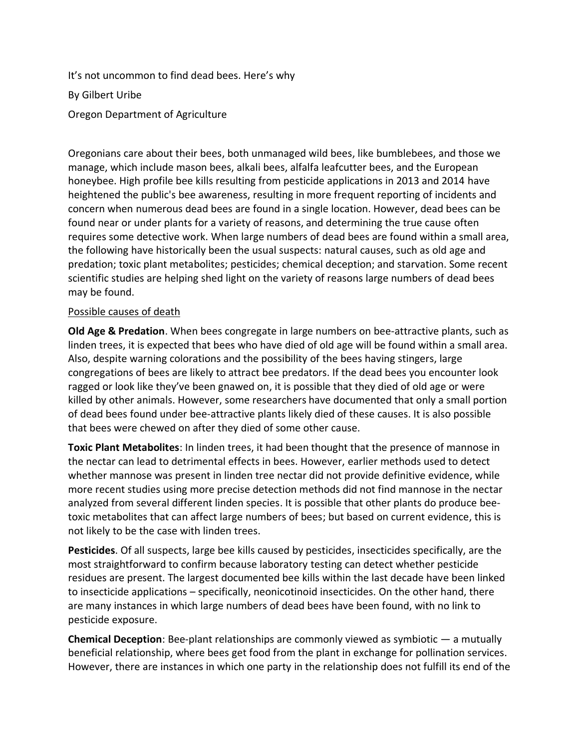It's not uncommon to find dead bees. Here's why

By Gilbert Uribe

Oregon Department of Agriculture

Oregonians care about their bees, both unmanaged wild bees, like bumblebees, and those we manage, which include mason bees, alkali bees, alfalfa leafcutter bees, and the European honeybee. High profile bee kills resulting from pesticide applications in 2013 and 2014 have heightened the public's bee awareness, resulting in more frequent reporting of incidents and concern when numerous dead bees are found in a single location. However, dead bees can be found near or under plants for a variety of reasons, and determining the true cause often requires some detective work. When large numbers of dead bees are found within a small area, the following have historically been the usual suspects: natural causes, such as old age and predation; toxic plant metabolites; pesticides; chemical deception; and starvation. Some recent scientific studies are helping shed light on the variety of reasons large numbers of dead bees may be found.

<u>Possible causes of death</u>

**Old Age & Predation**. When bees congregate in large numbers on bee-attractive plants, such as linden trees, it is expected that bees who have died of old age will be found within a small area. Also, despite warning colorations and the possibility of the bees having stingers, large congregations of bees are likely to attract bee predators. If the dead bees you encounter look ragged or look like they've been gnawed on, it is possible that they died of old age or were killed by other animals. However, some researchers have documented that only a small portion of dead bees found under bee-attractive plants likely died of these causes. It is also possible that bees were chewed on after they died of some other cause.

**Toxic Plant Metabolites**: In linden trees, it had been thought that the presence of mannose in the nectar can lead to detrimental effects in bees. However, earlier methods used to detect whether mannose was present in linden tree nectar did not provide definitive evidence, while more recent studies using more precise detection methods did not find mannose in the nectar analyzed from several different linden species. It is possible that other plants do produce bee-toxic metabolites that can affect large numbers of bees; but based on current evidence, this is not likely to be the case with linden trees.

**Pesticides**. Of all suspects, large bee kills caused by pesticides, insecticides specifically, are the most straightforward to confirm because laboratory testing can detect whether pesticide residues are present. The largest documented bee kills within the last decade have been linked to insecticide applications – specifically, neonicotinoid insecticides. On the other hand, there are many instances in which large numbers of dead bees have been found, with no link to pesticide exposure.

**Chemical Deception**: Bee-plant relationships are commonly viewed as symbiotic — a mutually beneficial relationship, where bees get food from the plant in exchange for pollination services. However, there are instances in which one party in the relationship does not fulfill its end of the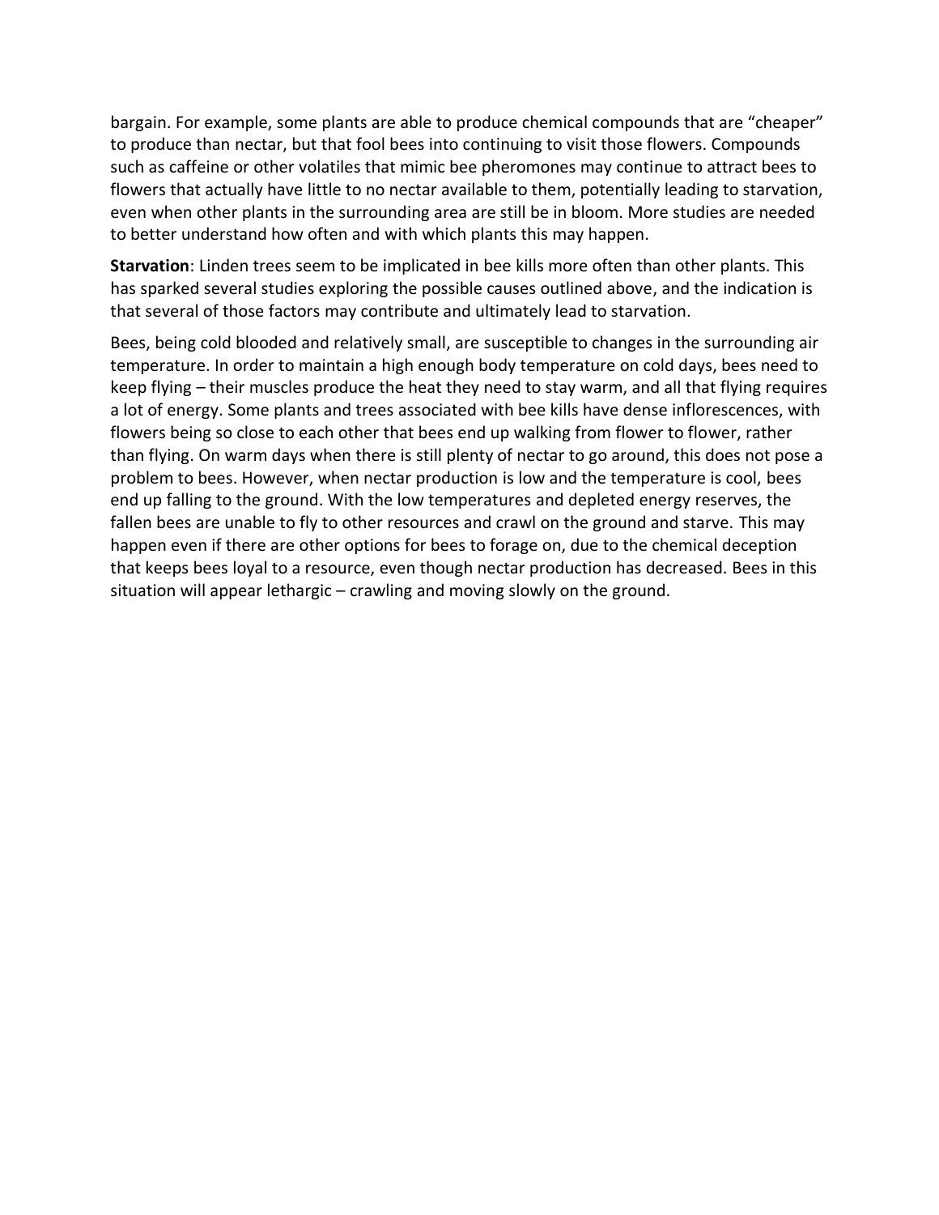bargain. For example, some plants are able to produce chemical compounds that are "cheaper" to produce than nectar, but that fool bees into continuing to visit those flowers. Compounds such as caffeine or other volatiles that mimic bee pheromones may continue to attract bees to flowers that actually have little to no nectar available to them, potentially leading to starvation, even when other plants in the surrounding area are still be in bloom. More studies are needed to better understand how often and with which plants this may happen.

**Starvation**: Linden trees seem to be implicated in bee kills more often than other plants. This has sparked several studies exploring the possible causes outlined above, and the indication is that several of those factors may contribute and ultimately lead to starvation.

Bees, being cold blooded and relatively small, are susceptible to changes in the surrounding air temperature. In order to maintain a high enough body temperature on cold days, bees need to keep flying – their muscles produce the heat they need to stay warm, and all that flying requires a lot of energy. Some plants and trees associated with bee kills have dense inflorescences, with flowers being so close to each other that bees end up walking from flower to flower, rather than flying. On warm days when there is still plenty of nectar to go around, this does not pose a problem to bees. However, when nectar production is low and the temperature is cool, bees end up falling to the ground. With the low temperatures and depleted energy reserves, the fallen bees are unable to fly to other resources and crawl on the ground and starve. This may happen even if there are other options for bees to forage on, due to the chemical deception that keeps bees loyal to a resource, even though nectar production has decreased. Bees in this situation will appear lethargic – crawling and moving slowly on the ground.